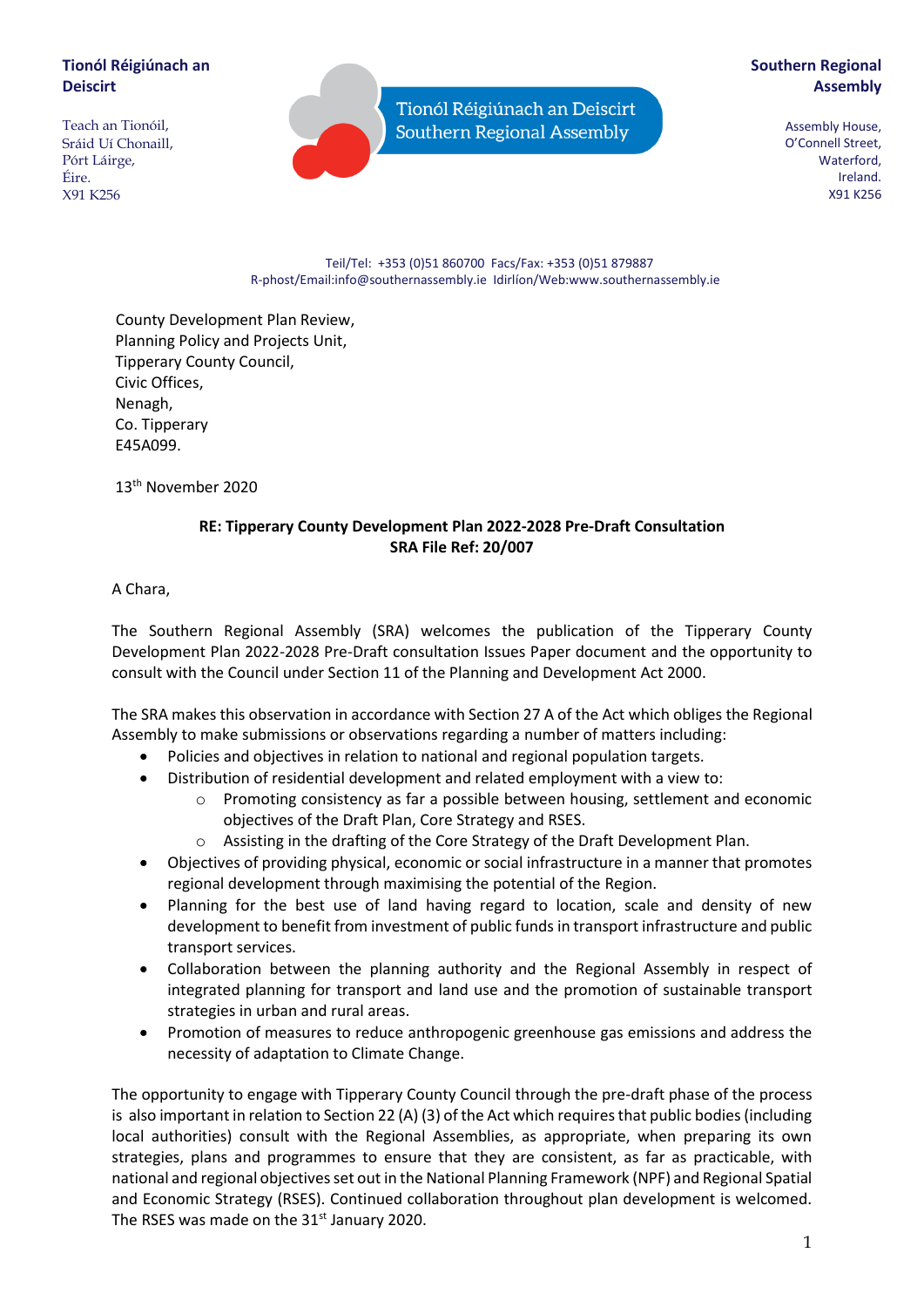**Tionól Réigiúnach an Deiscirt**

Teach an Tionóil,
Sráid Uí Chonaill,
Pórt Láirge,
Éire.
X91 K256

Tionól Réigiúnach an Deiscirt
Southern Regional Assembly

**Southern Regional Assembly**

Assembly House,
O'Connell Street,
Waterford,
Ireland.
X91 K256

Teil/Tel: +353 (0)51 860700 Facs/Fax: +353 (0)51 879887
R-phost/Email:info@southernassembly.ie Idirlíon/Web:www.southernassembly.ie

County Development Plan Review,
Planning Policy and Projects Unit,
Tipperary County Council,
Civic Offices,
Nenagh,
Co. Tipperary
E45A099.

13th November 2020

**RE: Tipperary County Development Plan 2022-2028 Pre-Draft Consultation**
**SRA File Ref: 20/007**

A Chara,

The Southern Regional Assembly (SRA) welcomes the publication of the Tipperary County Development Plan 2022-2028 Pre-Draft consultation Issues Paper document and the opportunity to consult with the Council under Section 11 of the Planning and Development Act 2000.

The SRA makes this observation in accordance with Section 27 A of the Act which obliges the Regional Assembly to make submissions or observations regarding a number of matters including:

- Policies and objectives in relation to national and regional population targets.
- Distribution of residential development and related employment with a view to:
  - Promoting consistency as far a possible between housing, settlement and economic objectives of the Draft Plan, Core Strategy and RSES.
  - Assisting in the drafting of the Core Strategy of the Draft Development Plan.
- Objectives of providing physical, economic or social infrastructure in a manner that promotes regional development through maximising the potential of the Region.
- Planning for the best use of land having regard to location, scale and density of new development to benefit from investment of public funds in transport infrastructure and public transport services.
- Collaboration between the planning authority and the Regional Assembly in respect of integrated planning for transport and land use and the promotion of sustainable transport strategies in urban and rural areas.
- Promotion of measures to reduce anthropogenic greenhouse gas emissions and address the necessity of adaptation to Climate Change.

The opportunity to engage with Tipperary County Council through the pre-draft phase of the process is also important in relation to Section 22 (A) (3) of the Act which requires that public bodies (including local authorities) consult with the Regional Assemblies, as appropriate, when preparing its own strategies, plans and programmes to ensure that they are consistent, as far as practicable, with national and regional objectives set out in the National Planning Framework (NPF) and Regional Spatial and Economic Strategy (RSES). Continued collaboration throughout plan development is welcomed. The RSES was made on the 31st January 2020.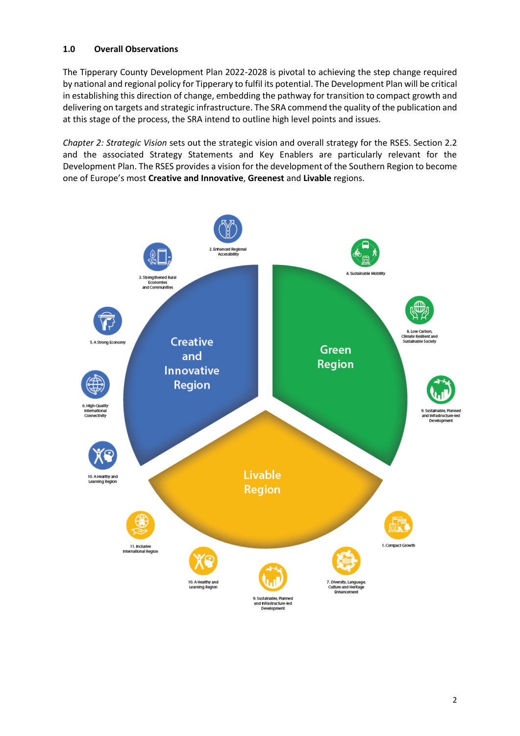## 1.0 Overall Observations

The Tipperary County Development Plan 2022-2028 is pivotal to achieving the step change required by national and regional policy for Tipperary to fulfil its potential. The Development Plan will be critical in establishing this direction of change, embedding the pathway for transition to compact growth and delivering on targets and strategic infrastructure. The SRA commend the quality of the publication and at this stage of the process, the SRA intend to outline high level points and issues.

*Chapter 2: Strategic Vision* sets out the strategic vision and overall strategy for the RSES. Section 2.2 and the associated Strategy Statements and Key Enablers are particularly relevant for the Development Plan. The RSES provides a vision for the development of the Southern Region to become one of Europe's most **Creative and Innovative**, **Greenest** and **Livable** regions.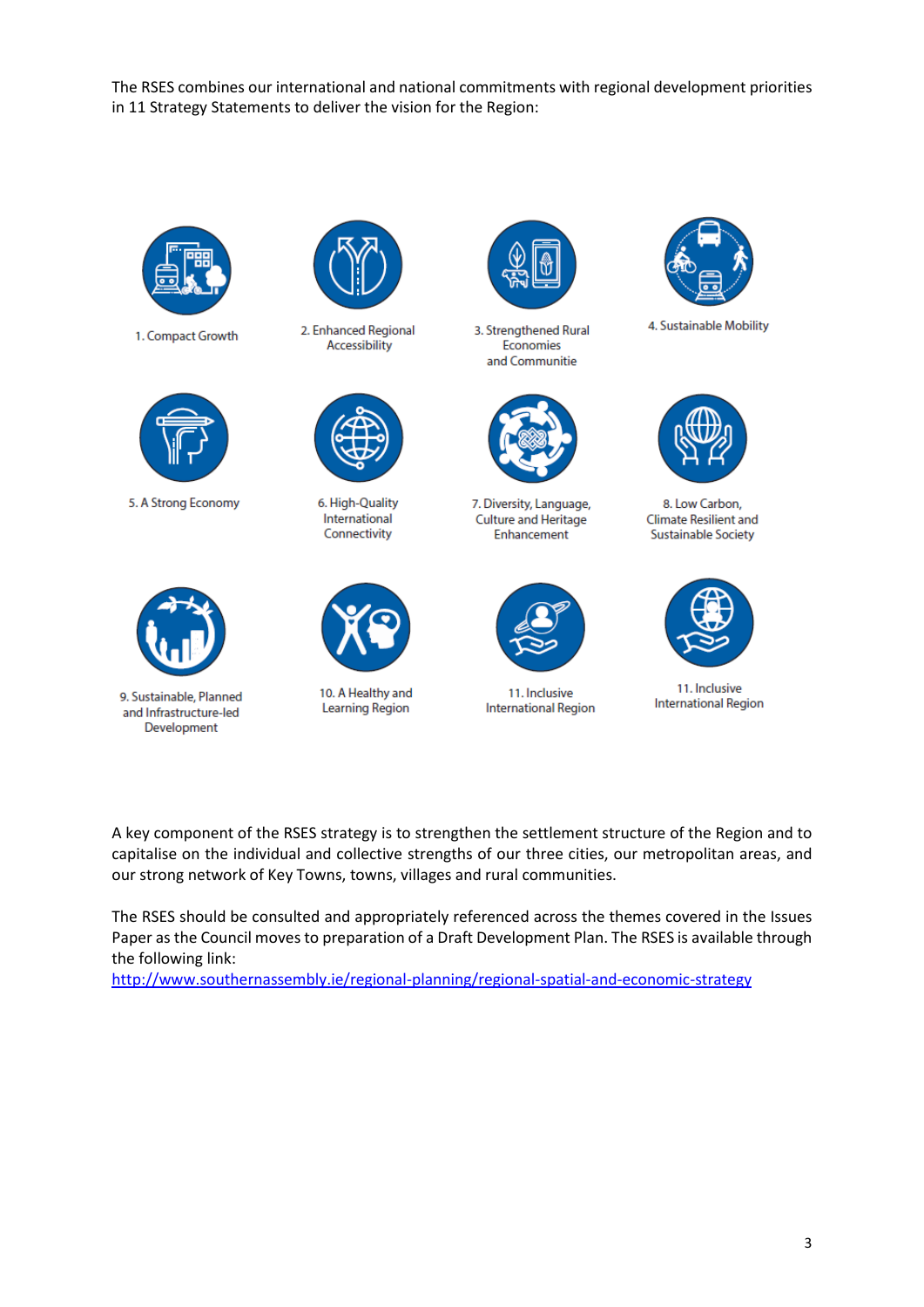The RSES combines our international and national commitments with regional development priorities in 11 Strategy Statements to deliver the vision for the Region:

1. Compact Growth
2. Enhanced Regional Accessibility
3. Strengthened Rural Economies and Communitie
4. Sustainable Mobility
5. A Strong Economy
6. High-Quality International Connectivity
7. Diversity, Language, Culture and Heritage Enhancement
8. Low Carbon, Climate Resilient and Sustainable Society
9. Sustainable, Planned and Infrastructure-led Development
10. A Healthy and Learning Region
11. Inclusive International Region
11. Inclusive International Region

A key component of the RSES strategy is to strengthen the settlement structure of the Region and to capitalise on the individual and collective strengths of our three cities, our metropolitan areas, and our strong network of Key Towns, towns, villages and rural communities.

The RSES should be consulted and appropriately referenced across the themes covered in the Issues Paper as the Council moves to preparation of a Draft Development Plan. The RSES is available through the following link:
http://www.southernassembly.ie/regional-planning/regional-spatial-and-economic-strategy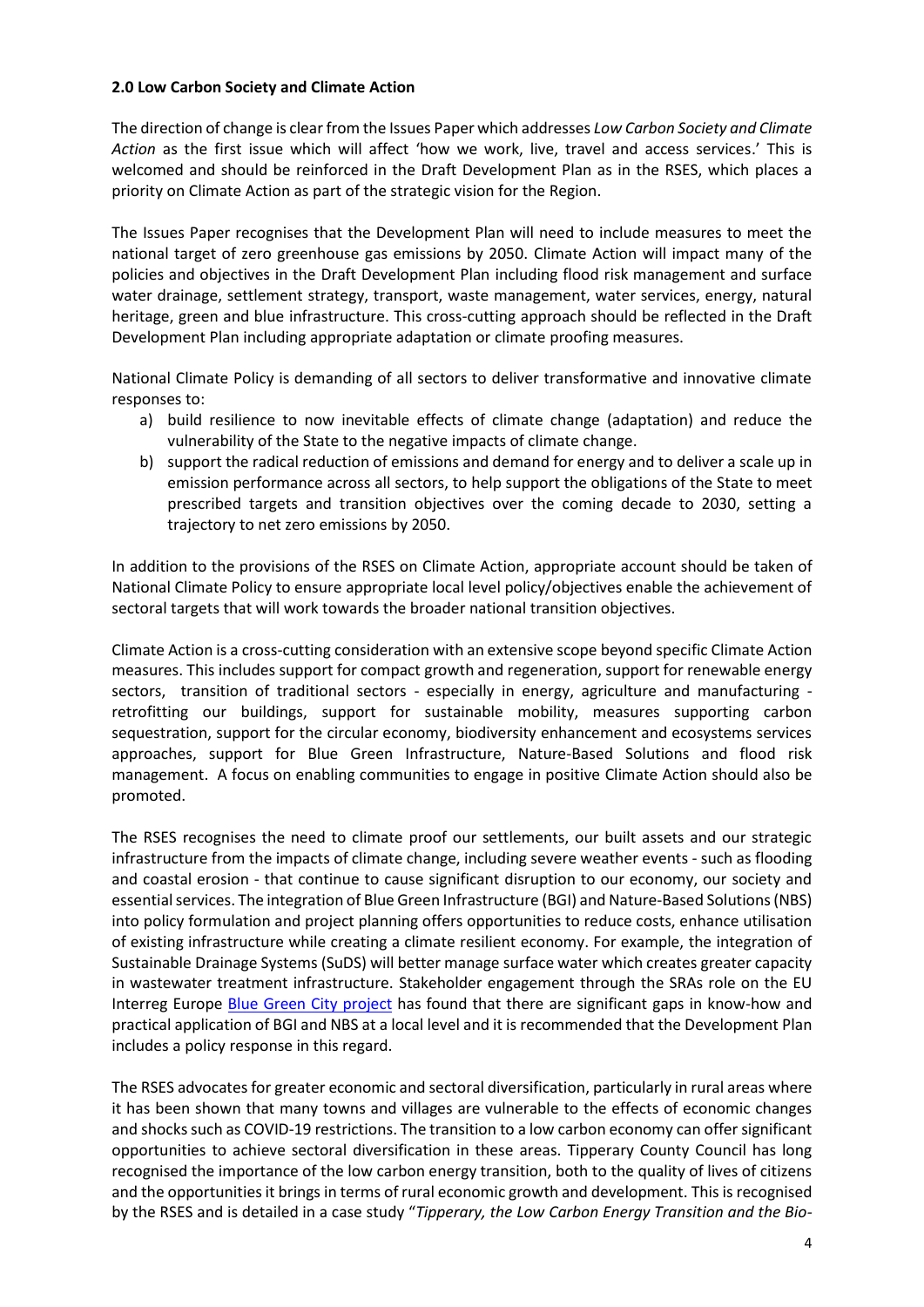## 2.0 Low Carbon Society and Climate Action

The direction of change is clear from the Issues Paper which addresses *Low Carbon Society and Climate Action* as the first issue which will affect 'how we work, live, travel and access services.' This is welcomed and should be reinforced in the Draft Development Plan as in the RSES, which places a priority on Climate Action as part of the strategic vision for the Region.

The Issues Paper recognises that the Development Plan will need to include measures to meet the national target of zero greenhouse gas emissions by 2050. Climate Action will impact many of the policies and objectives in the Draft Development Plan including flood risk management and surface water drainage, settlement strategy, transport, waste management, water services, energy, natural heritage, green and blue infrastructure. This cross-cutting approach should be reflected in the Draft Development Plan including appropriate adaptation or climate proofing measures.

National Climate Policy is demanding of all sectors to deliver transformative and innovative climate responses to:

a) build resilience to now inevitable effects of climate change (adaptation) and reduce the vulnerability of the State to the negative impacts of climate change.
b) support the radical reduction of emissions and demand for energy and to deliver a scale up in emission performance across all sectors, to help support the obligations of the State to meet prescribed targets and transition objectives over the coming decade to 2030, setting a trajectory to net zero emissions by 2050.

In addition to the provisions of the RSES on Climate Action, appropriate account should be taken of National Climate Policy to ensure appropriate local level policy/objectives enable the achievement of sectoral targets that will work towards the broader national transition objectives.

Climate Action is a cross-cutting consideration with an extensive scope beyond specific Climate Action measures. This includes support for compact growth and regeneration, support for renewable energy sectors, transition of traditional sectors - especially in energy, agriculture and manufacturing - retrofitting our buildings, support for sustainable mobility, measures supporting carbon sequestration, support for the circular economy, biodiversity enhancement and ecosystems services approaches, support for Blue Green Infrastructure, Nature-Based Solutions and flood risk management. A focus on enabling communities to engage in positive Climate Action should also be promoted.

The RSES recognises the need to climate proof our settlements, our built assets and our strategic infrastructure from the impacts of climate change, including severe weather events - such as flooding and coastal erosion - that continue to cause significant disruption to our economy, our society and essential services. The integration of Blue Green Infrastructure (BGI) and Nature-Based Solutions (NBS) into policy formulation and project planning offers opportunities to reduce costs, enhance utilisation of existing infrastructure while creating a climate resilient economy. For example, the integration of Sustainable Drainage Systems (SuDS) will better manage surface water which creates greater capacity in wastewater treatment infrastructure. Stakeholder engagement through the SRAs role on the EU Interreg Europe Blue Green City project has found that there are significant gaps in know-how and practical application of BGI and NBS at a local level and it is recommended that the Development Plan includes a policy response in this regard.

The RSES advocates for greater economic and sectoral diversification, particularly in rural areas where it has been shown that many towns and villages are vulnerable to the effects of economic changes and shocks such as COVID-19 restrictions. The transition to a low carbon economy can offer significant opportunities to achieve sectoral diversification in these areas. Tipperary County Council has long recognised the importance of the low carbon energy transition, both to the quality of lives of citizens and the opportunities it brings in terms of rural economic growth and development. This is recognised by the RSES and is detailed in a case study "*Tipperary, the Low Carbon Energy Transition and the Bio-*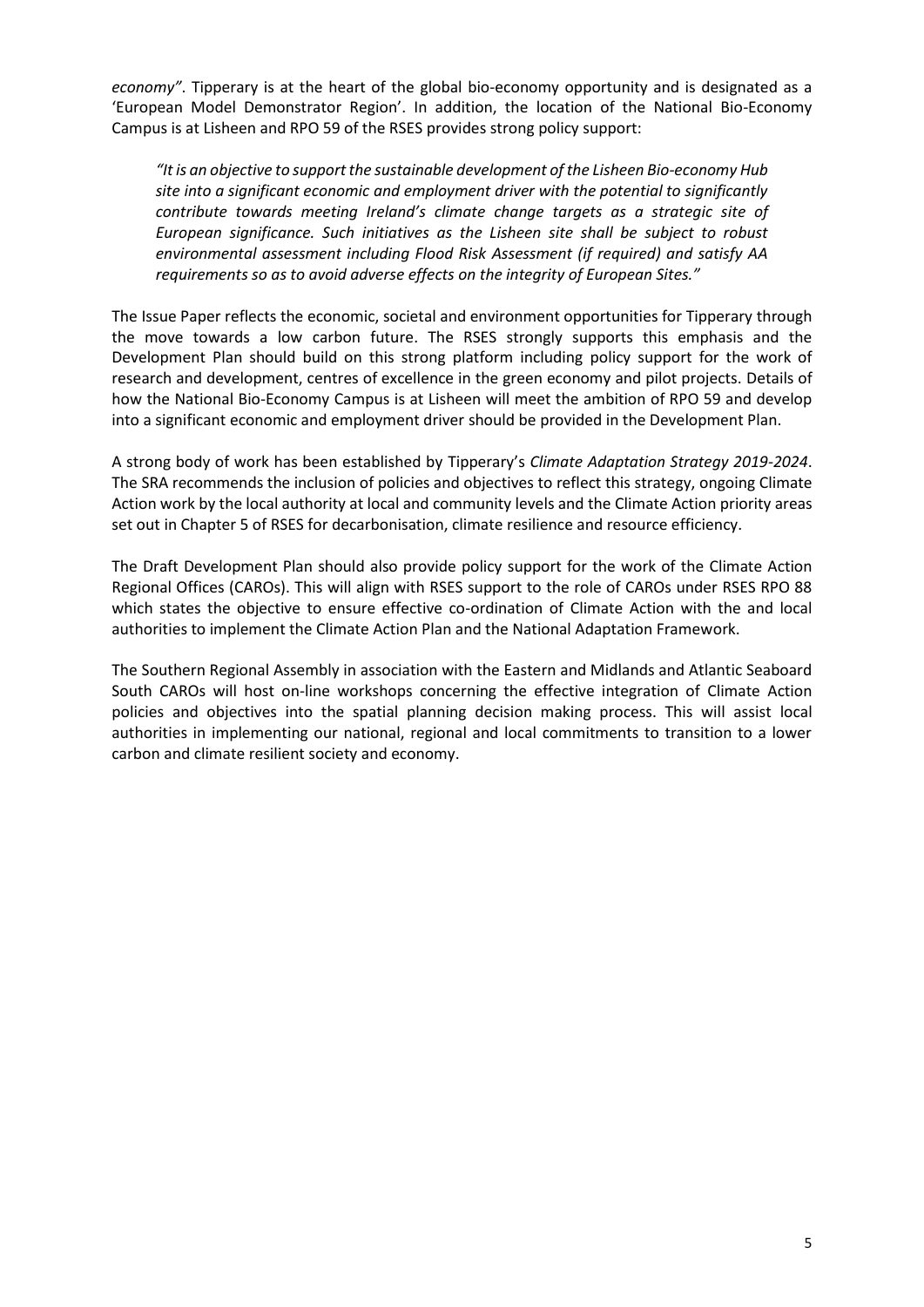*economy"*. Tipperary is at the heart of the global bio-economy opportunity and is designated as a 'European Model Demonstrator Region'. In addition, the location of the National Bio-Economy Campus is at Lisheen and RPO 59 of the RSES provides strong policy support:

> *"It is an objective to support the sustainable development of the Lisheen Bio-economy Hub site into a significant economic and employment driver with the potential to significantly contribute towards meeting Ireland's climate change targets as a strategic site of European significance. Such initiatives as the Lisheen site shall be subject to robust environmental assessment including Flood Risk Assessment (if required) and satisfy AA requirements so as to avoid adverse effects on the integrity of European Sites."*

The Issue Paper reflects the economic, societal and environment opportunities for Tipperary through the move towards a low carbon future. The RSES strongly supports this emphasis and the Development Plan should build on this strong platform including policy support for the work of research and development, centres of excellence in the green economy and pilot projects. Details of how the National Bio-Economy Campus is at Lisheen will meet the ambition of RPO 59 and develop into a significant economic and employment driver should be provided in the Development Plan.

A strong body of work has been established by Tipperary's *Climate Adaptation Strategy 2019-2024*. The SRA recommends the inclusion of policies and objectives to reflect this strategy, ongoing Climate Action work by the local authority at local and community levels and the Climate Action priority areas set out in Chapter 5 of RSES for decarbonisation, climate resilience and resource efficiency.

The Draft Development Plan should also provide policy support for the work of the Climate Action Regional Offices (CAROs). This will align with RSES support to the role of CAROs under RSES RPO 88 which states the objective to ensure effective co-ordination of Climate Action with the and local authorities to implement the Climate Action Plan and the National Adaptation Framework.

The Southern Regional Assembly in association with the Eastern and Midlands and Atlantic Seaboard South CAROs will host on-line workshops concerning the effective integration of Climate Action policies and objectives into the spatial planning decision making process. This will assist local authorities in implementing our national, regional and local commitments to transition to a lower carbon and climate resilient society and economy.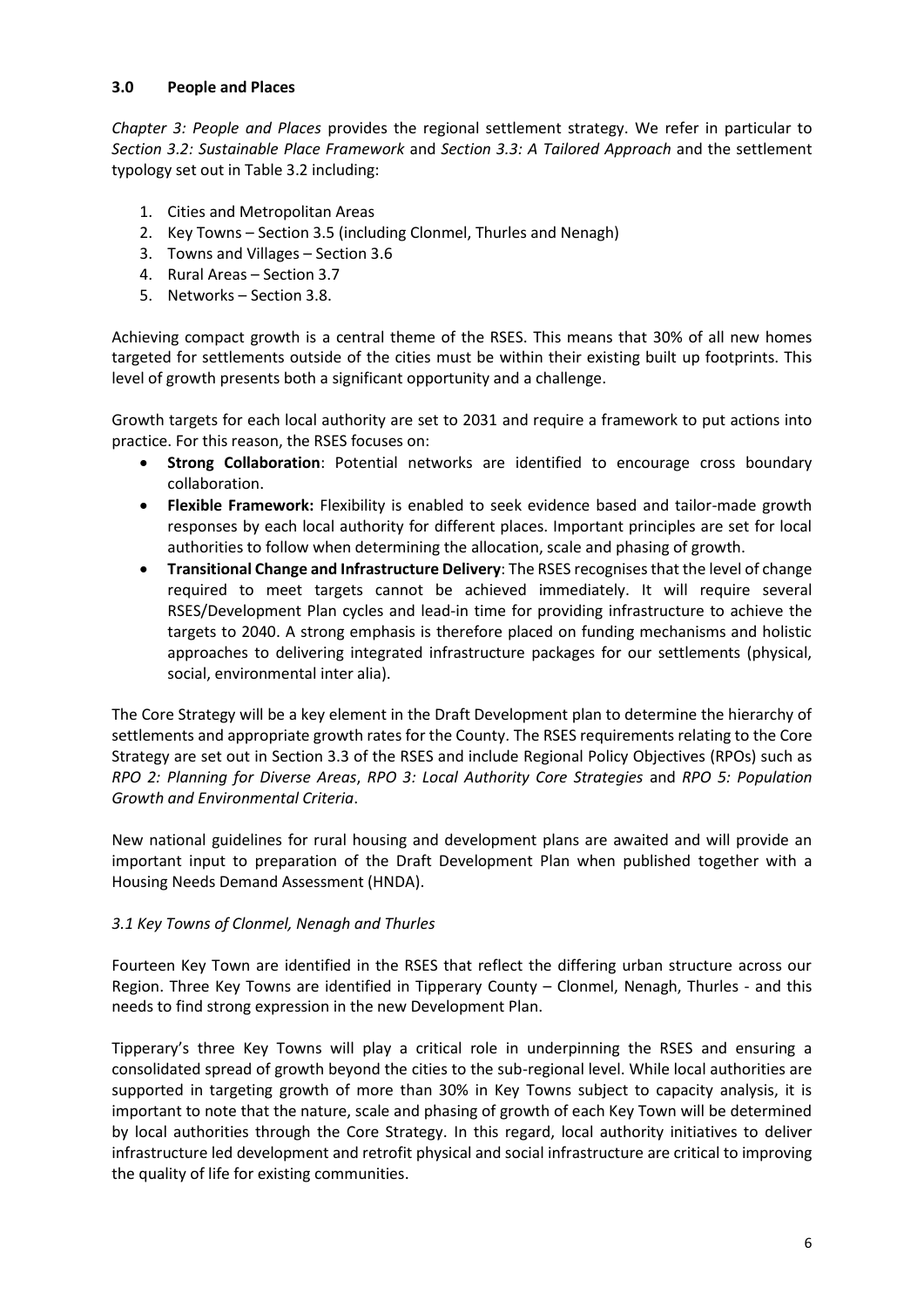## 3.0 People and Places

*Chapter 3: People and Places* provides the regional settlement strategy. We refer in particular to *Section 3.2: Sustainable Place Framework* and *Section 3.3: A Tailored Approach* and the settlement typology set out in Table 3.2 including:

1. Cities and Metropolitan Areas
2. Key Towns – Section 3.5 (including Clonmel, Thurles and Nenagh)
3. Towns and Villages – Section 3.6
4. Rural Areas – Section 3.7
5. Networks – Section 3.8.

Achieving compact growth is a central theme of the RSES. This means that 30% of all new homes targeted for settlements outside of the cities must be within their existing built up footprints. This level of growth presents both a significant opportunity and a challenge.

Growth targets for each local authority are set to 2031 and require a framework to put actions into practice. For this reason, the RSES focuses on:

- **Strong Collaboration**: Potential networks are identified to encourage cross boundary collaboration.
- **Flexible Framework:** Flexibility is enabled to seek evidence based and tailor-made growth responses by each local authority for different places. Important principles are set for local authorities to follow when determining the allocation, scale and phasing of growth.
- **Transitional Change and Infrastructure Delivery**: The RSES recognises that the level of change required to meet targets cannot be achieved immediately. It will require several RSES/Development Plan cycles and lead-in time for providing infrastructure to achieve the targets to 2040. A strong emphasis is therefore placed on funding mechanisms and holistic approaches to delivering integrated infrastructure packages for our settlements (physical, social, environmental inter alia).

The Core Strategy will be a key element in the Draft Development plan to determine the hierarchy of settlements and appropriate growth rates for the County. The RSES requirements relating to the Core Strategy are set out in Section 3.3 of the RSES and include Regional Policy Objectives (RPOs) such as *RPO 2: Planning for Diverse Areas*, *RPO 3: Local Authority Core Strategies* and *RPO 5: Population Growth and Environmental Criteria*.

New national guidelines for rural housing and development plans are awaited and will provide an important input to preparation of the Draft Development Plan when published together with a Housing Needs Demand Assessment (HNDA).

### *3.1 Key Towns of Clonmel, Nenagh and Thurles*

Fourteen Key Town are identified in the RSES that reflect the differing urban structure across our Region. Three Key Towns are identified in Tipperary County – Clonmel, Nenagh, Thurles - and this needs to find strong expression in the new Development Plan.

Tipperary's three Key Towns will play a critical role in underpinning the RSES and ensuring a consolidated spread of growth beyond the cities to the sub-regional level. While local authorities are supported in targeting growth of more than 30% in Key Towns subject to capacity analysis, it is important to note that the nature, scale and phasing of growth of each Key Town will be determined by local authorities through the Core Strategy. In this regard, local authority initiatives to deliver infrastructure led development and retrofit physical and social infrastructure are critical to improving the quality of life for existing communities.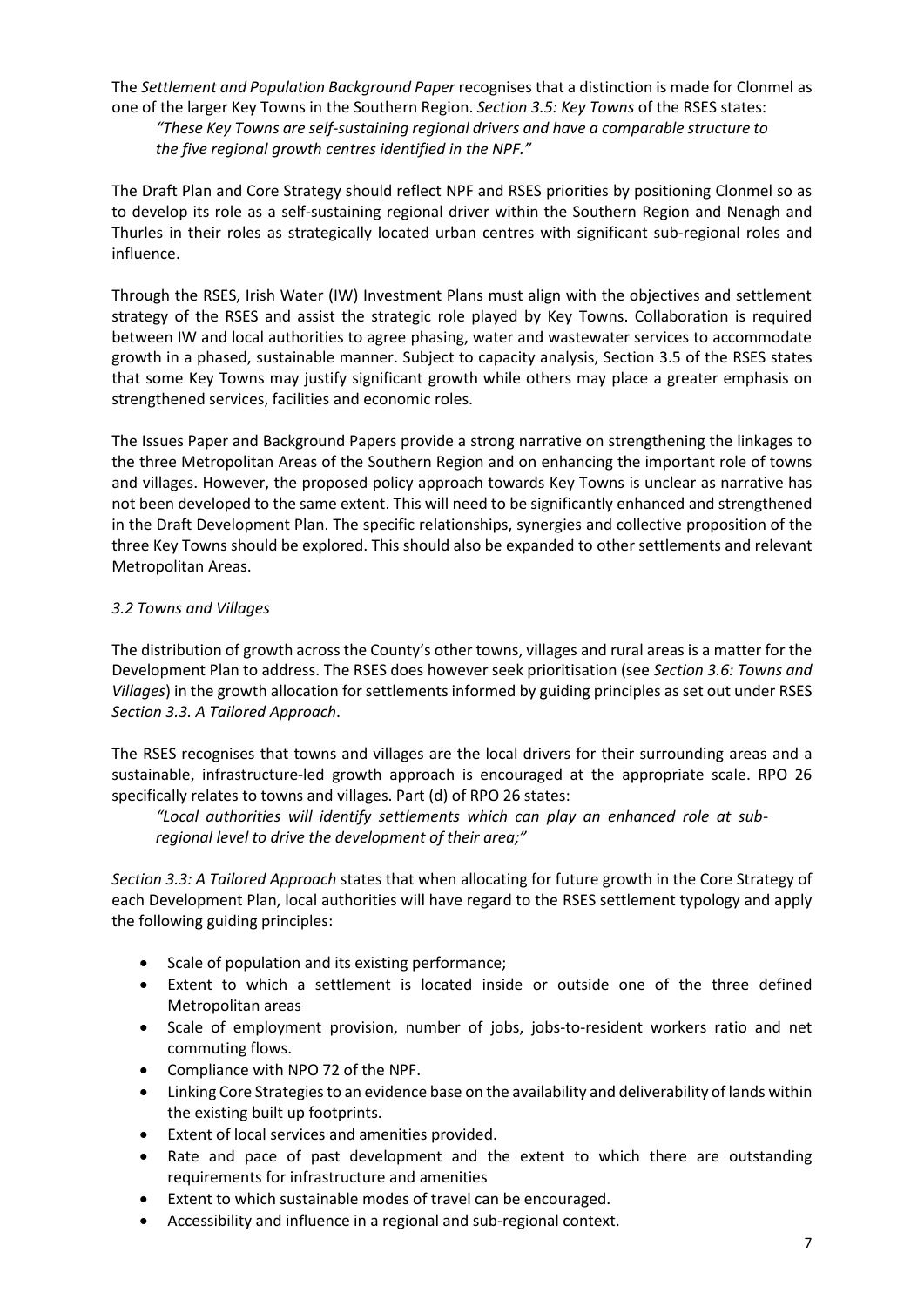The *Settlement and Population Background Paper* recognises that a distinction is made for Clonmel as one of the larger Key Towns in the Southern Region. *Section 3.5: Key Towns* of the RSES states:

> *"These Key Towns are self-sustaining regional drivers and have a comparable structure to the five regional growth centres identified in the NPF."*

The Draft Plan and Core Strategy should reflect NPF and RSES priorities by positioning Clonmel so as to develop its role as a self-sustaining regional driver within the Southern Region and Nenagh and Thurles in their roles as strategically located urban centres with significant sub-regional roles and influence.

Through the RSES, Irish Water (IW) Investment Plans must align with the objectives and settlement strategy of the RSES and assist the strategic role played by Key Towns. Collaboration is required between IW and local authorities to agree phasing, water and wastewater services to accommodate growth in a phased, sustainable manner. Subject to capacity analysis, Section 3.5 of the RSES states that some Key Towns may justify significant growth while others may place a greater emphasis on strengthened services, facilities and economic roles.

The Issues Paper and Background Papers provide a strong narrative on strengthening the linkages to the three Metropolitan Areas of the Southern Region and on enhancing the important role of towns and villages. However, the proposed policy approach towards Key Towns is unclear as narrative has not been developed to the same extent. This will need to be significantly enhanced and strengthened in the Draft Development Plan. The specific relationships, synergies and collective proposition of the three Key Towns should be explored. This should also be expanded to other settlements and relevant Metropolitan Areas.

### *3.2 Towns and Villages*

The distribution of growth across the County's other towns, villages and rural areas is a matter for the Development Plan to address. The RSES does however seek prioritisation (see *Section 3.6: Towns and Villages*) in the growth allocation for settlements informed by guiding principles as set out under RSES *Section 3.3. A Tailored Approach*.

The RSES recognises that towns and villages are the local drivers for their surrounding areas and a sustainable, infrastructure-led growth approach is encouraged at the appropriate scale. RPO 26 specifically relates to towns and villages. Part (d) of RPO 26 states:

> *"Local authorities will identify settlements which can play an enhanced role at sub-regional level to drive the development of their area;"*

*Section 3.3: A Tailored Approach* states that when allocating for future growth in the Core Strategy of each Development Plan, local authorities will have regard to the RSES settlement typology and apply the following guiding principles:

- Scale of population and its existing performance;
- Extent to which a settlement is located inside or outside one of the three defined Metropolitan areas
- Scale of employment provision, number of jobs, jobs-to-resident workers ratio and net commuting flows.
- Compliance with NPO 72 of the NPF.
- Linking Core Strategies to an evidence base on the availability and deliverability of lands within the existing built up footprints.
- Extent of local services and amenities provided.
- Rate and pace of past development and the extent to which there are outstanding requirements for infrastructure and amenities
- Extent to which sustainable modes of travel can be encouraged.
- Accessibility and influence in a regional and sub-regional context.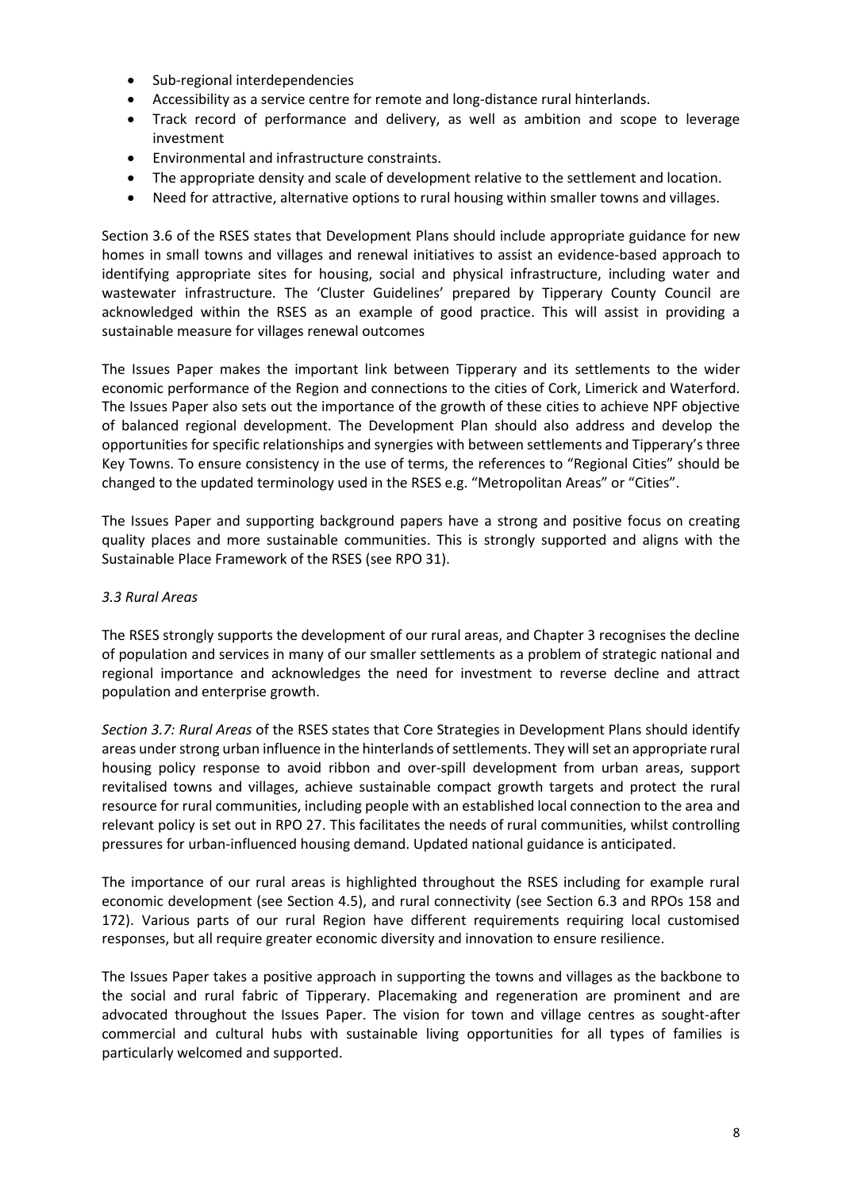- Sub-regional interdependencies
- Accessibility as a service centre for remote and long-distance rural hinterlands.
- Track record of performance and delivery, as well as ambition and scope to leverage investment
- Environmental and infrastructure constraints.
- The appropriate density and scale of development relative to the settlement and location.
- Need for attractive, alternative options to rural housing within smaller towns and villages.

Section 3.6 of the RSES states that Development Plans should include appropriate guidance for new homes in small towns and villages and renewal initiatives to assist an evidence-based approach to identifying appropriate sites for housing, social and physical infrastructure, including water and wastewater infrastructure. The 'Cluster Guidelines' prepared by Tipperary County Council are acknowledged within the RSES as an example of good practice. This will assist in providing a sustainable measure for villages renewal outcomes

The Issues Paper makes the important link between Tipperary and its settlements to the wider economic performance of the Region and connections to the cities of Cork, Limerick and Waterford. The Issues Paper also sets out the importance of the growth of these cities to achieve NPF objective of balanced regional development. The Development Plan should also address and develop the opportunities for specific relationships and synergies with between settlements and Tipperary's three Key Towns. To ensure consistency in the use of terms, the references to "Regional Cities" should be changed to the updated terminology used in the RSES e.g. "Metropolitan Areas" or "Cities".

The Issues Paper and supporting background papers have a strong and positive focus on creating quality places and more sustainable communities. This is strongly supported and aligns with the Sustainable Place Framework of the RSES (see RPO 31).

*3.3 Rural Areas*

The RSES strongly supports the development of our rural areas, and Chapter 3 recognises the decline of population and services in many of our smaller settlements as a problem of strategic national and regional importance and acknowledges the need for investment to reverse decline and attract population and enterprise growth.

*Section 3.7: Rural Areas* of the RSES states that Core Strategies in Development Plans should identify areas under strong urban influence in the hinterlands of settlements. They will set an appropriate rural housing policy response to avoid ribbon and over-spill development from urban areas, support revitalised towns and villages, achieve sustainable compact growth targets and protect the rural resource for rural communities, including people with an established local connection to the area and relevant policy is set out in RPO 27. This facilitates the needs of rural communities, whilst controlling pressures for urban-influenced housing demand. Updated national guidance is anticipated.

The importance of our rural areas is highlighted throughout the RSES including for example rural economic development (see Section 4.5), and rural connectivity (see Section 6.3 and RPOs 158 and 172). Various parts of our rural Region have different requirements requiring local customised responses, but all require greater economic diversity and innovation to ensure resilience.

The Issues Paper takes a positive approach in supporting the towns and villages as the backbone to the social and rural fabric of Tipperary. Placemaking and regeneration are prominent and are advocated throughout the Issues Paper. The vision for town and village centres as sought-after commercial and cultural hubs with sustainable living opportunities for all types of families is particularly welcomed and supported.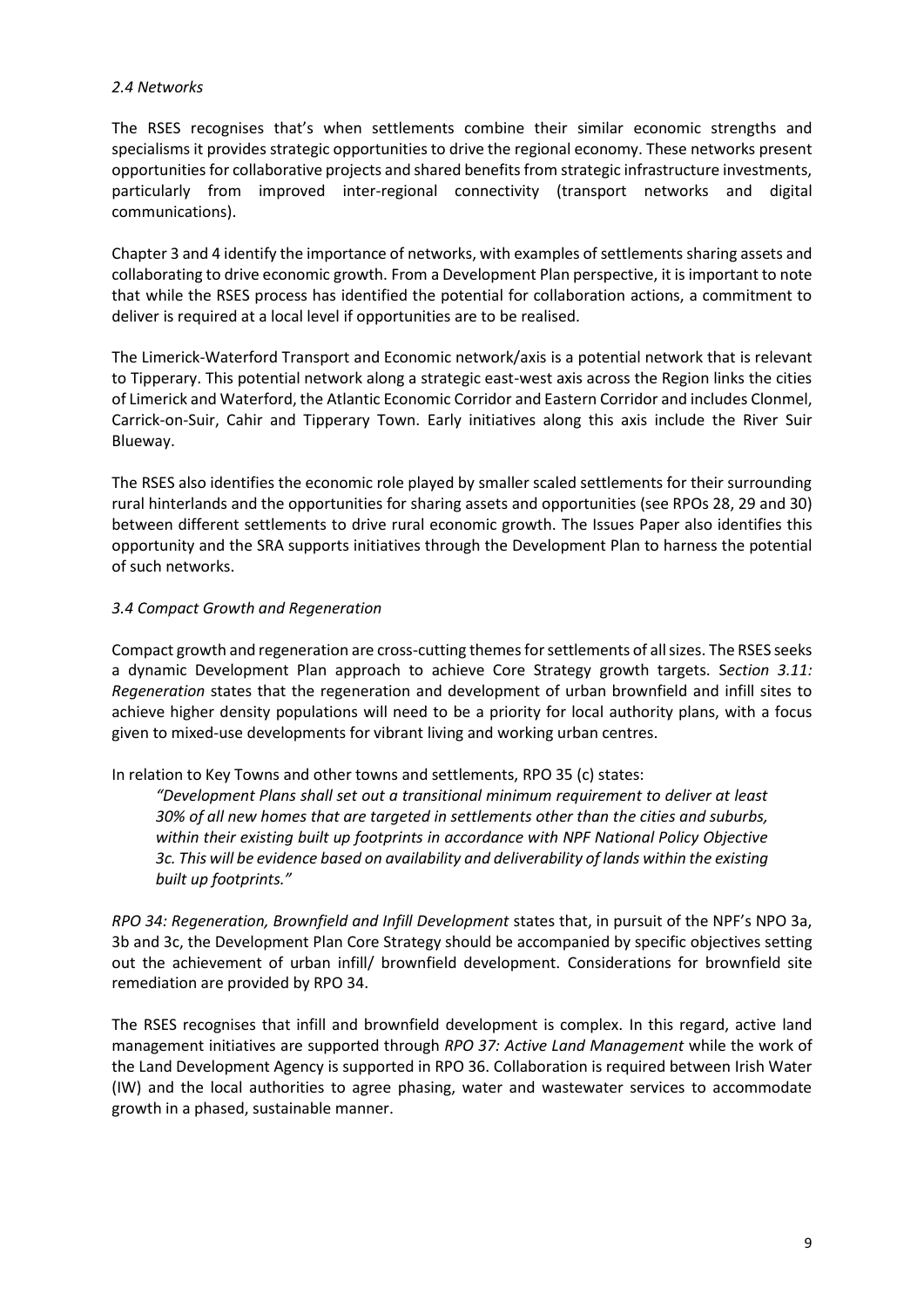*2.4 Networks*

The RSES recognises that's when settlements combine their similar economic strengths and specialisms it provides strategic opportunities to drive the regional economy. These networks present opportunities for collaborative projects and shared benefits from strategic infrastructure investments, particularly from improved inter-regional connectivity (transport networks and digital communications).

Chapter 3 and 4 identify the importance of networks, with examples of settlements sharing assets and collaborating to drive economic growth. From a Development Plan perspective, it is important to note that while the RSES process has identified the potential for collaboration actions, a commitment to deliver is required at a local level if opportunities are to be realised.

The Limerick-Waterford Transport and Economic network/axis is a potential network that is relevant to Tipperary. This potential network along a strategic east-west axis across the Region links the cities of Limerick and Waterford, the Atlantic Economic Corridor and Eastern Corridor and includes Clonmel, Carrick-on-Suir, Cahir and Tipperary Town. Early initiatives along this axis include the River Suir Blueway.

The RSES also identifies the economic role played by smaller scaled settlements for their surrounding rural hinterlands and the opportunities for sharing assets and opportunities (see RPOs 28, 29 and 30) between different settlements to drive rural economic growth. The Issues Paper also identifies this opportunity and the SRA supports initiatives through the Development Plan to harness the potential of such networks.

*3.4 Compact Growth and Regeneration*

Compact growth and regeneration are cross-cutting themes for settlements of all sizes. The RSES seeks a dynamic Development Plan approach to achieve Core Strategy growth targets. S*ection 3.11: Regeneration* states that the regeneration and development of urban brownfield and infill sites to achieve higher density populations will need to be a priority for local authority plans, with a focus given to mixed-use developments for vibrant living and working urban centres.

In relation to Key Towns and other towns and settlements, RPO 35 (c) states:

> *"Development Plans shall set out a transitional minimum requirement to deliver at least 30% of all new homes that are targeted in settlements other than the cities and suburbs, within their existing built up footprints in accordance with NPF National Policy Objective 3c. This will be evidence based on availability and deliverability of lands within the existing built up footprints."*

*RPO 34: Regeneration, Brownfield and Infill Development* states that, in pursuit of the NPF's NPO 3a, 3b and 3c, the Development Plan Core Strategy should be accompanied by specific objectives setting out the achievement of urban infill/ brownfield development. Considerations for brownfield site remediation are provided by RPO 34.

The RSES recognises that infill and brownfield development is complex. In this regard, active land management initiatives are supported through *RPO 37: Active Land Management* while the work of the Land Development Agency is supported in RPO 36. Collaboration is required between Irish Water (IW) and the local authorities to agree phasing, water and wastewater services to accommodate growth in a phased, sustainable manner.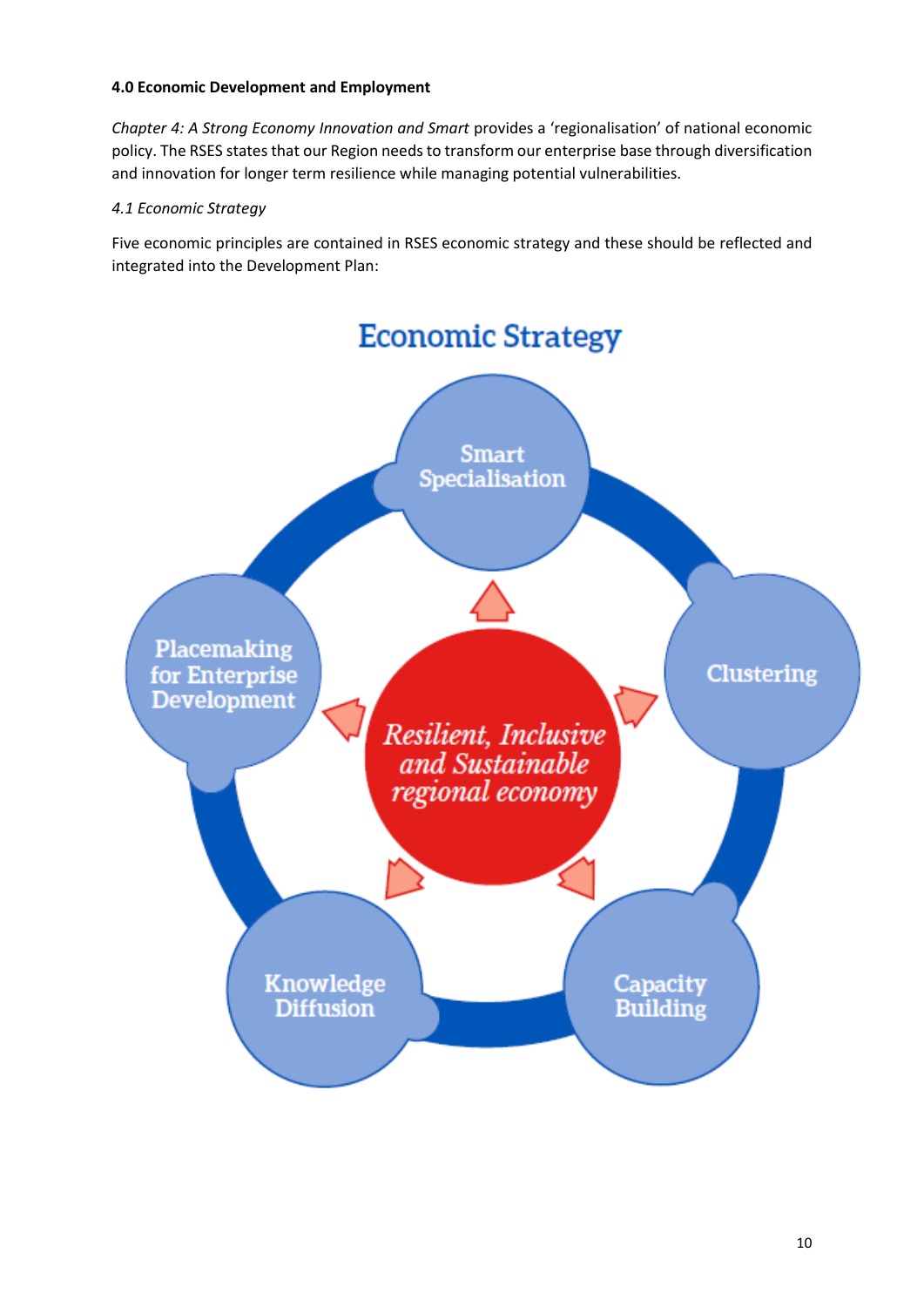**4.0 Economic Development and Employment**

*Chapter 4: A Strong Economy Innovation and Smart* provides a 'regionalisation' of national economic policy. The RSES states that our Region needs to transform our enterprise base through diversification and innovation for longer term resilience while managing potential vulnerabilities.

*4.1 Economic Strategy*

Five economic principles are contained in RSES economic strategy and these should be reflected and integrated into the Development Plan:

Economic Strategy

- Smart Specialisation
- Clustering
- Capacity Building
- Knowledge Diffusion
- Placemaking for Enterprise Development

*Resilient, Inclusive and Sustainable regional economy*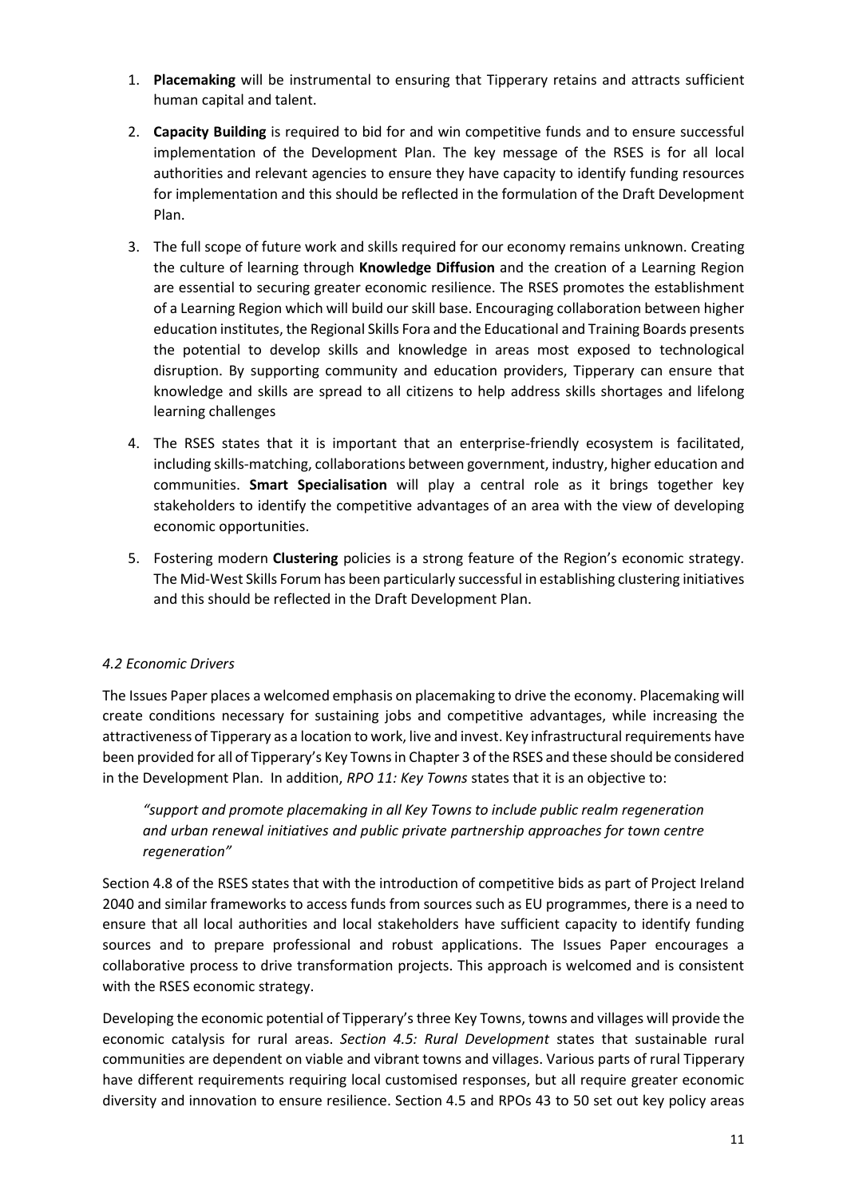1. **Placemaking** will be instrumental to ensuring that Tipperary retains and attracts sufficient human capital and talent.

2. **Capacity Building** is required to bid for and win competitive funds and to ensure successful implementation of the Development Plan. The key message of the RSES is for all local authorities and relevant agencies to ensure they have capacity to identify funding resources for implementation and this should be reflected in the formulation of the Draft Development Plan.

3. The full scope of future work and skills required for our economy remains unknown. Creating the culture of learning through **Knowledge Diffusion** and the creation of a Learning Region are essential to securing greater economic resilience. The RSES promotes the establishment of a Learning Region which will build our skill base. Encouraging collaboration between higher education institutes, the Regional Skills Fora and the Educational and Training Boards presents the potential to develop skills and knowledge in areas most exposed to technological disruption. By supporting community and education providers, Tipperary can ensure that knowledge and skills are spread to all citizens to help address skills shortages and lifelong learning challenges

4. The RSES states that it is important that an enterprise-friendly ecosystem is facilitated, including skills-matching, collaborations between government, industry, higher education and communities. **Smart Specialisation** will play a central role as it brings together key stakeholders to identify the competitive advantages of an area with the view of developing economic opportunities.

5. Fostering modern **Clustering** policies is a strong feature of the Region's economic strategy. The Mid-West Skills Forum has been particularly successful in establishing clustering initiatives and this should be reflected in the Draft Development Plan.

*4.2 Economic Drivers*

The Issues Paper places a welcomed emphasis on placemaking to drive the economy. Placemaking will create conditions necessary for sustaining jobs and competitive advantages, while increasing the attractiveness of Tipperary as a location to work, live and invest. Key infrastructural requirements have been provided for all of Tipperary's Key Towns in Chapter 3 of the RSES and these should be considered in the Development Plan. In addition, *RPO 11: Key Towns* states that it is an objective to:

> *"support and promote placemaking in all Key Towns to include public realm regeneration and urban renewal initiatives and public private partnership approaches for town centre regeneration"*

Section 4.8 of the RSES states that with the introduction of competitive bids as part of Project Ireland 2040 and similar frameworks to access funds from sources such as EU programmes, there is a need to ensure that all local authorities and local stakeholders have sufficient capacity to identify funding sources and to prepare professional and robust applications. The Issues Paper encourages a collaborative process to drive transformation projects. This approach is welcomed and is consistent with the RSES economic strategy.

Developing the economic potential of Tipperary's three Key Towns, towns and villages will provide the economic catalysis for rural areas. *Section 4.5: Rural Development* states that sustainable rural communities are dependent on viable and vibrant towns and villages. Various parts of rural Tipperary have different requirements requiring local customised responses, but all require greater economic diversity and innovation to ensure resilience. Section 4.5 and RPOs 43 to 50 set out key policy areas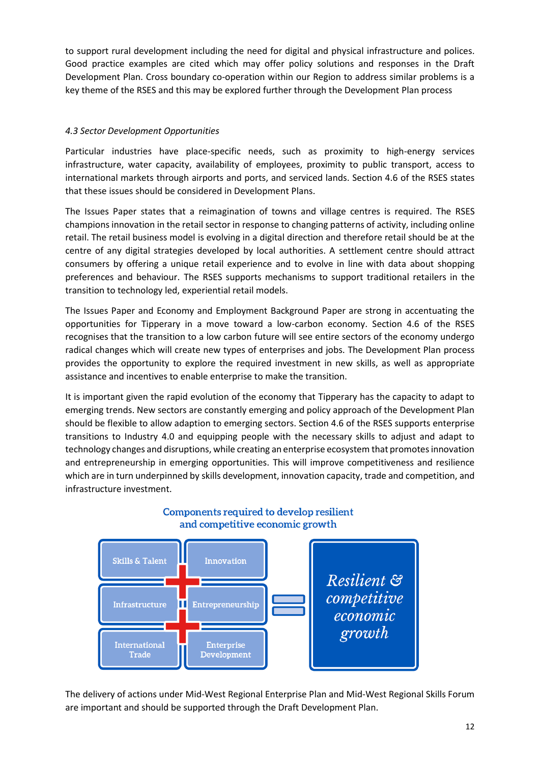to support rural development including the need for digital and physical infrastructure and polices. Good practice examples are cited which may offer policy solutions and responses in the Draft Development Plan. Cross boundary co-operation within our Region to address similar problems is a key theme of the RSES and this may be explored further through the Development Plan process

### *4.3 Sector Development Opportunities*

Particular industries have place-specific needs, such as proximity to high-energy services infrastructure, water capacity, availability of employees, proximity to public transport, access to international markets through airports and ports, and serviced lands. Section 4.6 of the RSES states that these issues should be considered in Development Plans.

The Issues Paper states that a reimagination of towns and village centres is required. The RSES champions innovation in the retail sector in response to changing patterns of activity, including online retail. The retail business model is evolving in a digital direction and therefore retail should be at the centre of any digital strategies developed by local authorities. A settlement centre should attract consumers by offering a unique retail experience and to evolve in line with data about shopping preferences and behaviour. The RSES supports mechanisms to support traditional retailers in the transition to technology led, experiential retail models.

The Issues Paper and Economy and Employment Background Paper are strong in accentuating the opportunities for Tipperary in a move toward a low-carbon economy. Section 4.6 of the RSES recognises that the transition to a low carbon future will see entire sectors of the economy undergo radical changes which will create new types of enterprises and jobs. The Development Plan process provides the opportunity to explore the required investment in new skills, as well as appropriate assistance and incentives to enable enterprise to make the transition.

It is important given the rapid evolution of the economy that Tipperary has the capacity to adapt to emerging trends. New sectors are constantly emerging and policy approach of the Development Plan should be flexible to allow adaption to emerging sectors. Section 4.6 of the RSES supports enterprise transitions to Industry 4.0 and equipping people with the necessary skills to adjust and adapt to technology changes and disruptions, while creating an enterprise ecosystem that promotes innovation and entrepreneurship in emerging opportunities. This will improve competitiveness and resilience which are in turn underpinned by skills development, innovation capacity, trade and competition, and infrastructure investment.

**Components required to develop resilient and competitive economic growth**

Skills & Talent + Innovation + Infrastructure + Entrepreneurship + International Trade + Enterprise Development = *Resilient & competitive economic growth*

The delivery of actions under Mid-West Regional Enterprise Plan and Mid-West Regional Skills Forum are important and should be supported through the Draft Development Plan.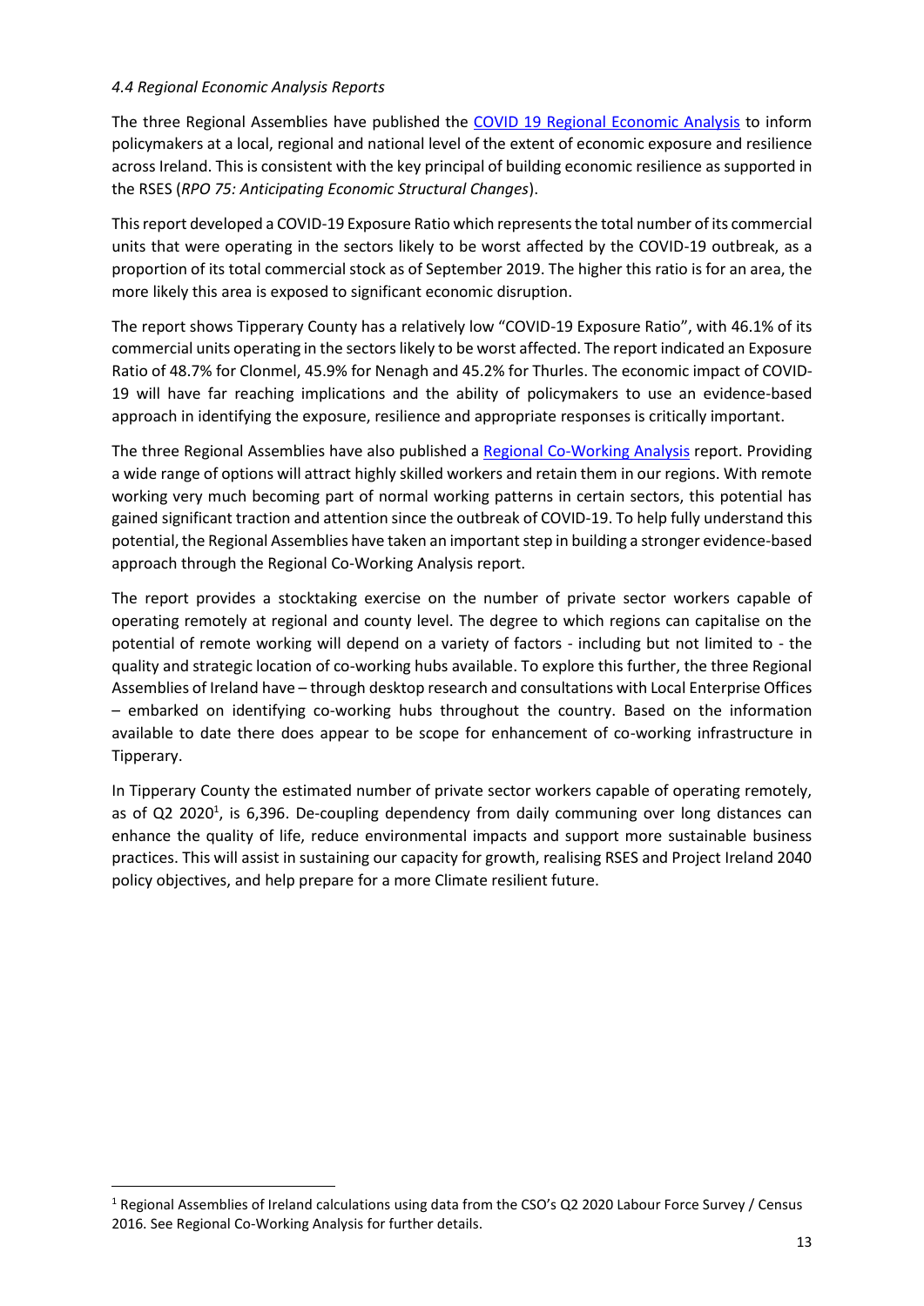### *4.4 Regional Economic Analysis Reports*

The three Regional Assemblies have published the [COVID 19 Regional Economic Analysis]() to inform policymakers at a local, regional and national level of the extent of economic exposure and resilience across Ireland. This is consistent with the key principal of building economic resilience as supported in the RSES (*RPO 75: Anticipating Economic Structural Changes*).

This report developed a COVID-19 Exposure Ratio which represents the total number of its commercial units that were operating in the sectors likely to be worst affected by the COVID-19 outbreak, as a proportion of its total commercial stock as of September 2019. The higher this ratio is for an area, the more likely this area is exposed to significant economic disruption.

The report shows Tipperary County has a relatively low "COVID-19 Exposure Ratio", with 46.1% of its commercial units operating in the sectors likely to be worst affected. The report indicated an Exposure Ratio of 48.7% for Clonmel, 45.9% for Nenagh and 45.2% for Thurles. The economic impact of COVID-19 will have far reaching implications and the ability of policymakers to use an evidence-based approach in identifying the exposure, resilience and appropriate responses is critically important.

The three Regional Assemblies have also published a [Regional Co-Working Analysis]() report. Providing a wide range of options will attract highly skilled workers and retain them in our regions. With remote working very much becoming part of normal working patterns in certain sectors, this potential has gained significant traction and attention since the outbreak of COVID-19. To help fully understand this potential, the Regional Assemblies have taken an important step in building a stronger evidence-based approach through the Regional Co-Working Analysis report.

The report provides a stocktaking exercise on the number of private sector workers capable of operating remotely at regional and county level. The degree to which regions can capitalise on the potential of remote working will depend on a variety of factors - including but not limited to - the quality and strategic location of co-working hubs available. To explore this further, the three Regional Assemblies of Ireland have – through desktop research and consultations with Local Enterprise Offices – embarked on identifying co-working hubs throughout the country. Based on the information available to date there does appear to be scope for enhancement of co-working infrastructure in Tipperary.

In Tipperary County the estimated number of private sector workers capable of operating remotely, as of Q2 2020[1], is 6,396. De-coupling dependency from daily communing over long distances can enhance the quality of life, reduce environmental impacts and support more sustainable business practices. This will assist in sustaining our capacity for growth, realising RSES and Project Ireland 2040 policy objectives, and help prepare for a more Climate resilient future.

[1] Regional Assemblies of Ireland calculations using data from the CSO's Q2 2020 Labour Force Survey / Census 2016. See Regional Co-Working Analysis for further details.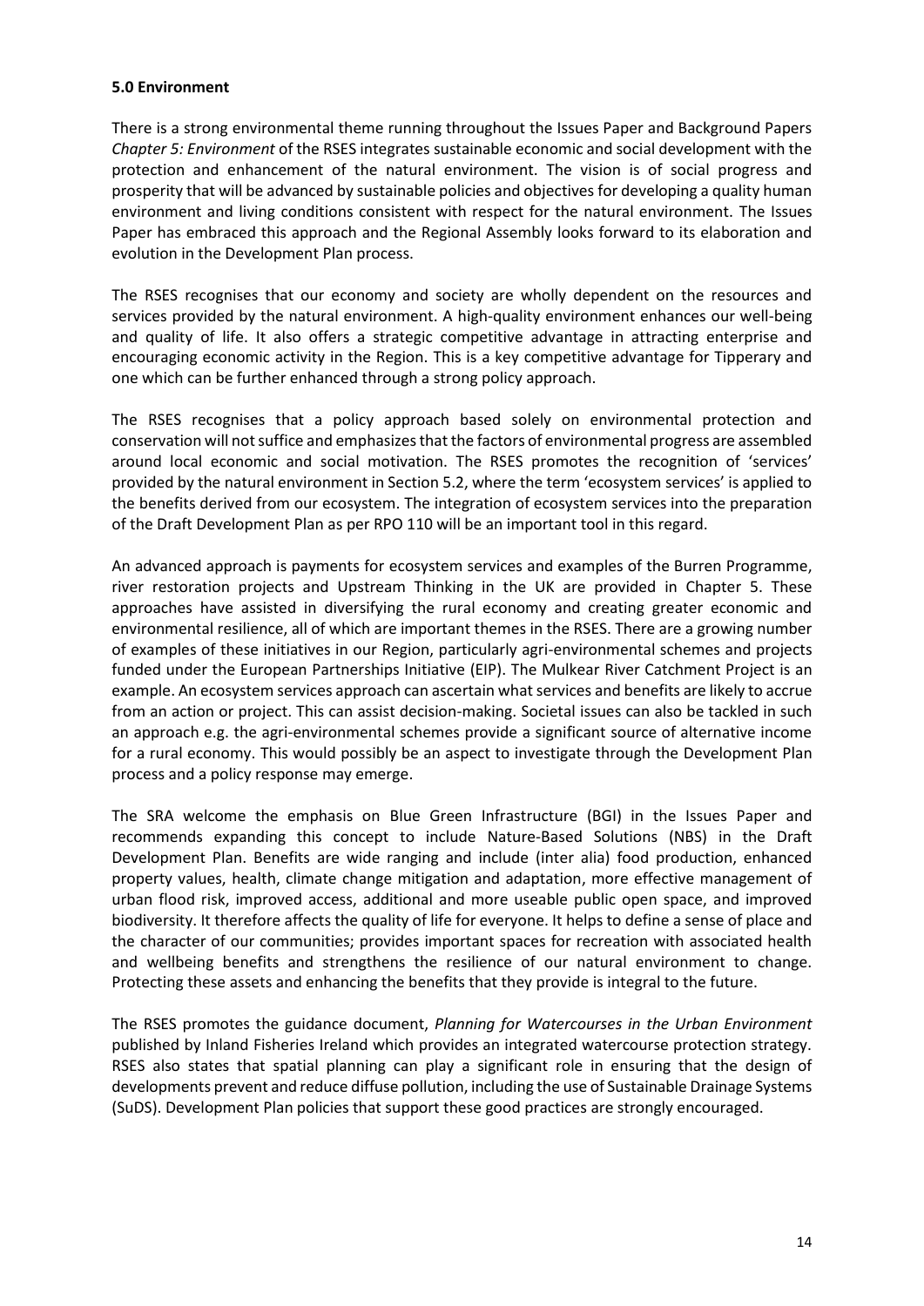**5.0 Environment**

There is a strong environmental theme running throughout the Issues Paper and Background Papers *Chapter 5: Environment* of the RSES integrates sustainable economic and social development with the protection and enhancement of the natural environment. The vision is of social progress and prosperity that will be advanced by sustainable policies and objectives for developing a quality human environment and living conditions consistent with respect for the natural environment. The Issues Paper has embraced this approach and the Regional Assembly looks forward to its elaboration and evolution in the Development Plan process.

The RSES recognises that our economy and society are wholly dependent on the resources and services provided by the natural environment. A high-quality environment enhances our well-being and quality of life. It also offers a strategic competitive advantage in attracting enterprise and encouraging economic activity in the Region. This is a key competitive advantage for Tipperary and one which can be further enhanced through a strong policy approach.

The RSES recognises that a policy approach based solely on environmental protection and conservation will not suffice and emphasizes that the factors of environmental progress are assembled around local economic and social motivation. The RSES promotes the recognition of 'services' provided by the natural environment in Section 5.2, where the term 'ecosystem services' is applied to the benefits derived from our ecosystem. The integration of ecosystem services into the preparation of the Draft Development Plan as per RPO 110 will be an important tool in this regard.

An advanced approach is payments for ecosystem services and examples of the Burren Programme, river restoration projects and Upstream Thinking in the UK are provided in Chapter 5. These approaches have assisted in diversifying the rural economy and creating greater economic and environmental resilience, all of which are important themes in the RSES. There are a growing number of examples of these initiatives in our Region, particularly agri-environmental schemes and projects funded under the European Partnerships Initiative (EIP). The Mulkear River Catchment Project is an example. An ecosystem services approach can ascertain what services and benefits are likely to accrue from an action or project. This can assist decision-making. Societal issues can also be tackled in such an approach e.g. the agri-environmental schemes provide a significant source of alternative income for a rural economy. This would possibly be an aspect to investigate through the Development Plan process and a policy response may emerge.

The SRA welcome the emphasis on Blue Green Infrastructure (BGI) in the Issues Paper and recommends expanding this concept to include Nature-Based Solutions (NBS) in the Draft Development Plan. Benefits are wide ranging and include (inter alia) food production, enhanced property values, health, climate change mitigation and adaptation, more effective management of urban flood risk, improved access, additional and more useable public open space, and improved biodiversity. It therefore affects the quality of life for everyone. It helps to define a sense of place and the character of our communities; provides important spaces for recreation with associated health and wellbeing benefits and strengthens the resilience of our natural environment to change. Protecting these assets and enhancing the benefits that they provide is integral to the future.

The RSES promotes the guidance document, *Planning for Watercourses in the Urban Environment* published by Inland Fisheries Ireland which provides an integrated watercourse protection strategy. RSES also states that spatial planning can play a significant role in ensuring that the design of developments prevent and reduce diffuse pollution, including the use of Sustainable Drainage Systems (SuDS). Development Plan policies that support these good practices are strongly encouraged.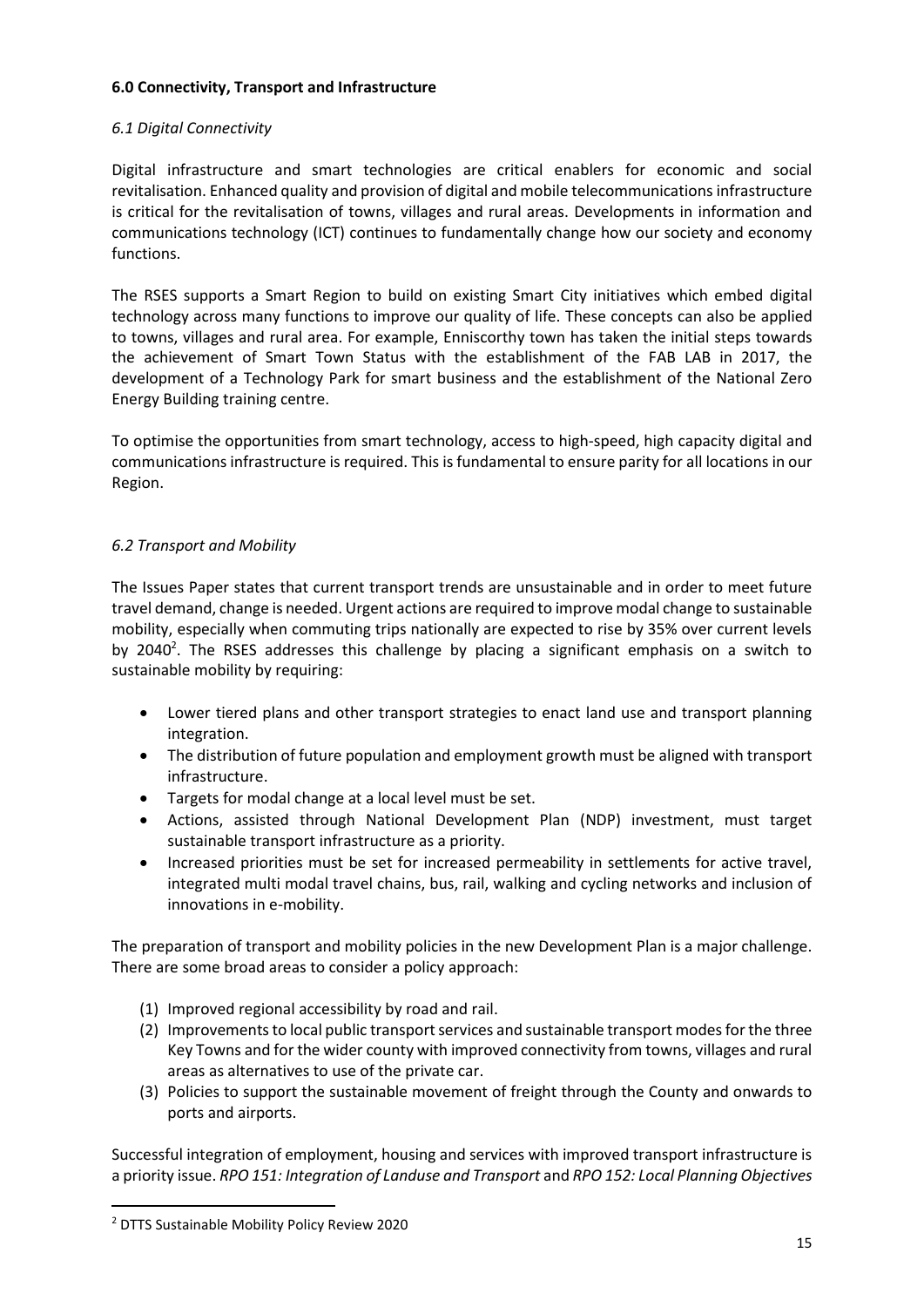**6.0 Connectivity, Transport and Infrastructure**

*6.1 Digital Connectivity*

Digital infrastructure and smart technologies are critical enablers for economic and social revitalisation. Enhanced quality and provision of digital and mobile telecommunications infrastructure is critical for the revitalisation of towns, villages and rural areas. Developments in information and communications technology (ICT) continues to fundamentally change how our society and economy functions.

The RSES supports a Smart Region to build on existing Smart City initiatives which embed digital technology across many functions to improve our quality of life. These concepts can also be applied to towns, villages and rural area. For example, Enniscorthy town has taken the initial steps towards the achievement of Smart Town Status with the establishment of the FAB LAB in 2017, the development of a Technology Park for smart business and the establishment of the National Zero Energy Building training centre.

To optimise the opportunities from smart technology, access to high-speed, high capacity digital and communications infrastructure is required. This is fundamental to ensure parity for all locations in our Region.

*6.2 Transport and Mobility*

The Issues Paper states that current transport trends are unsustainable and in order to meet future travel demand, change is needed. Urgent actions are required to improve modal change to sustainable mobility, especially when commuting trips nationally are expected to rise by 35% over current levels by 2040[2]. The RSES addresses this challenge by placing a significant emphasis on a switch to sustainable mobility by requiring:

- Lower tiered plans and other transport strategies to enact land use and transport planning integration.
- The distribution of future population and employment growth must be aligned with transport infrastructure.
- Targets for modal change at a local level must be set.
- Actions, assisted through National Development Plan (NDP) investment, must target sustainable transport infrastructure as a priority.
- Increased priorities must be set for increased permeability in settlements for active travel, integrated multi modal travel chains, bus, rail, walking and cycling networks and inclusion of innovations in e-mobility.

The preparation of transport and mobility policies in the new Development Plan is a major challenge. There are some broad areas to consider a policy approach:

(1) Improved regional accessibility by road and rail.
(2) Improvements to local public transport services and sustainable transport modes for the three Key Towns and for the wider county with improved connectivity from towns, villages and rural areas as alternatives to use of the private car.
(3) Policies to support the sustainable movement of freight through the County and onwards to ports and airports.

Successful integration of employment, housing and services with improved transport infrastructure is a priority issue. *RPO 151: Integration of Landuse and Transport* and *RPO 152: Local Planning Objectives*

---

[2] DTTS Sustainable Mobility Policy Review 2020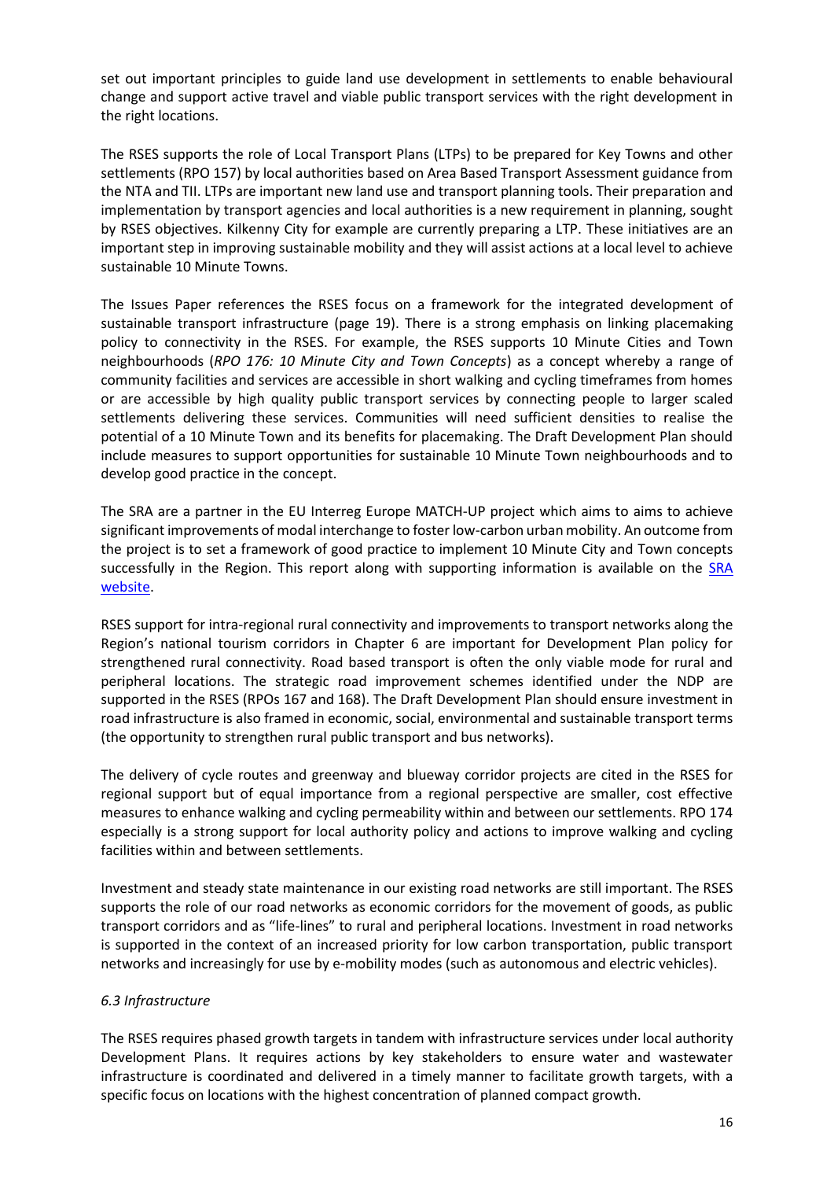set out important principles to guide land use development in settlements to enable behavioural change and support active travel and viable public transport services with the right development in the right locations.

The RSES supports the role of Local Transport Plans (LTPs) to be prepared for Key Towns and other settlements (RPO 157) by local authorities based on Area Based Transport Assessment guidance from the NTA and TII. LTPs are important new land use and transport planning tools. Their preparation and implementation by transport agencies and local authorities is a new requirement in planning, sought by RSES objectives. Kilkenny City for example are currently preparing a LTP. These initiatives are an important step in improving sustainable mobility and they will assist actions at a local level to achieve sustainable 10 Minute Towns.

The Issues Paper references the RSES focus on a framework for the integrated development of sustainable transport infrastructure (page 19). There is a strong emphasis on linking placemaking policy to connectivity in the RSES. For example, the RSES supports 10 Minute Cities and Town neighbourhoods (*RPO 176: 10 Minute City and Town Concepts*) as a concept whereby a range of community facilities and services are accessible in short walking and cycling timeframes from homes or are accessible by high quality public transport services by connecting people to larger scaled settlements delivering these services. Communities will need sufficient densities to realise the potential of a 10 Minute Town and its benefits for placemaking. The Draft Development Plan should include measures to support opportunities for sustainable 10 Minute Town neighbourhoods and to develop good practice in the concept.

The SRA are a partner in the EU Interreg Europe MATCH-UP project which aims to aims to achieve significant improvements of modal interchange to foster low-carbon urban mobility. An outcome from the project is to set a framework of good practice to implement 10 Minute City and Town concepts successfully in the Region. This report along with supporting information is available on the [SRA website](SRA website).

RSES support for intra-regional rural connectivity and improvements to transport networks along the Region's national tourism corridors in Chapter 6 are important for Development Plan policy for strengthened rural connectivity. Road based transport is often the only viable mode for rural and peripheral locations. The strategic road improvement schemes identified under the NDP are supported in the RSES (RPOs 167 and 168). The Draft Development Plan should ensure investment in road infrastructure is also framed in economic, social, environmental and sustainable transport terms (the opportunity to strengthen rural public transport and bus networks).

The delivery of cycle routes and greenway and blueway corridor projects are cited in the RSES for regional support but of equal importance from a regional perspective are smaller, cost effective measures to enhance walking and cycling permeability within and between our settlements. RPO 174 especially is a strong support for local authority policy and actions to improve walking and cycling facilities within and between settlements.

Investment and steady state maintenance in our existing road networks are still important. The RSES supports the role of our road networks as economic corridors for the movement of goods, as public transport corridors and as "life-lines" to rural and peripheral locations. Investment in road networks is supported in the context of an increased priority for low carbon transportation, public transport networks and increasingly for use by e-mobility modes (such as autonomous and electric vehicles).

*6.3 Infrastructure*

The RSES requires phased growth targets in tandem with infrastructure services under local authority Development Plans. It requires actions by key stakeholders to ensure water and wastewater infrastructure is coordinated and delivered in a timely manner to facilitate growth targets, with a specific focus on locations with the highest concentration of planned compact growth.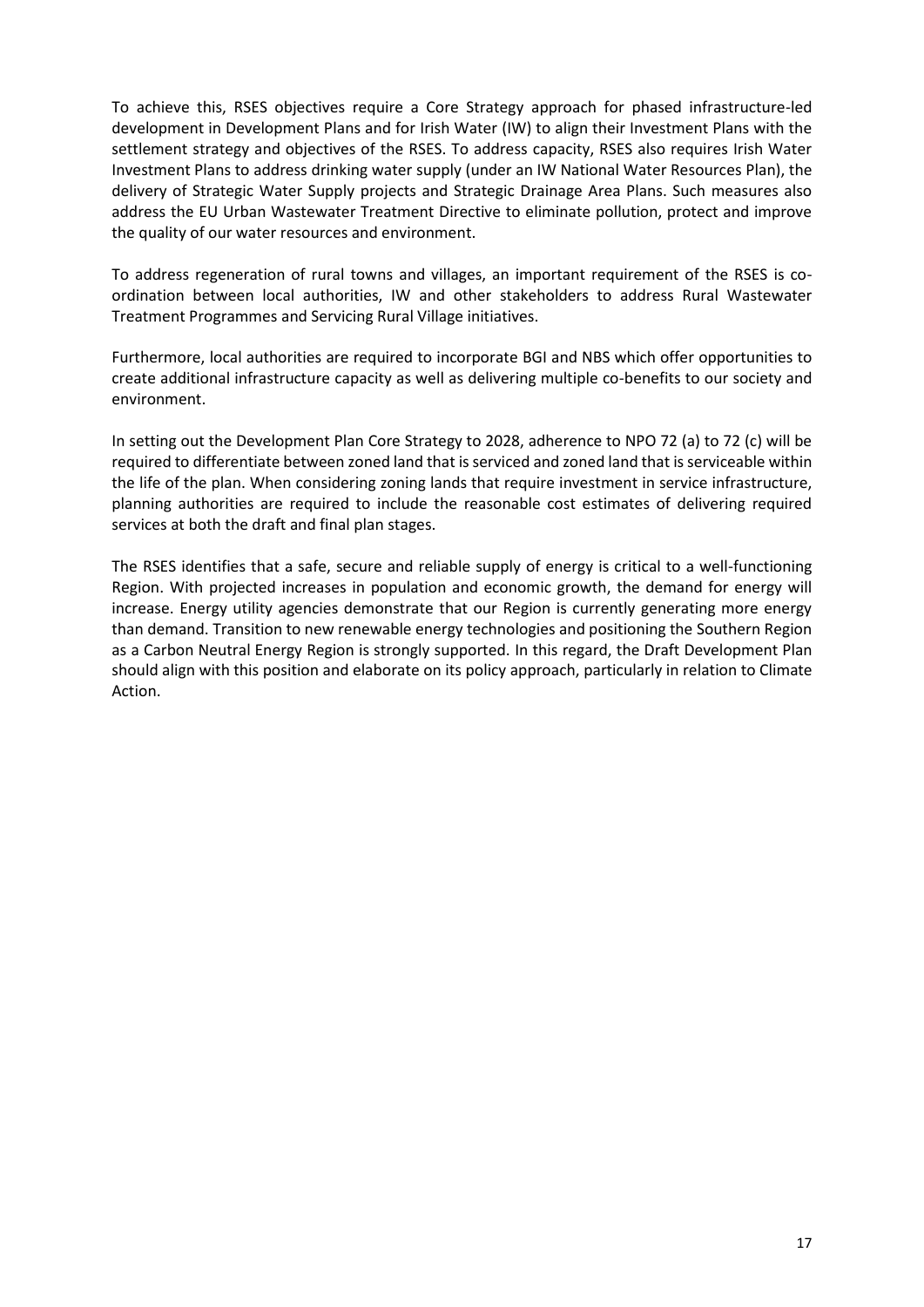To achieve this, RSES objectives require a Core Strategy approach for phased infrastructure-led development in Development Plans and for Irish Water (IW) to align their Investment Plans with the settlement strategy and objectives of the RSES. To address capacity, RSES also requires Irish Water Investment Plans to address drinking water supply (under an IW National Water Resources Plan), the delivery of Strategic Water Supply projects and Strategic Drainage Area Plans. Such measures also address the EU Urban Wastewater Treatment Directive to eliminate pollution, protect and improve the quality of our water resources and environment.

To address regeneration of rural towns and villages, an important requirement of the RSES is co-ordination between local authorities, IW and other stakeholders to address Rural Wastewater Treatment Programmes and Servicing Rural Village initiatives.

Furthermore, local authorities are required to incorporate BGI and NBS which offer opportunities to create additional infrastructure capacity as well as delivering multiple co-benefits to our society and environment.

In setting out the Development Plan Core Strategy to 2028, adherence to NPO 72 (a) to 72 (c) will be required to differentiate between zoned land that is serviced and zoned land that is serviceable within the life of the plan. When considering zoning lands that require investment in service infrastructure, planning authorities are required to include the reasonable cost estimates of delivering required services at both the draft and final plan stages.

The RSES identifies that a safe, secure and reliable supply of energy is critical to a well-functioning Region. With projected increases in population and economic growth, the demand for energy will increase. Energy utility agencies demonstrate that our Region is currently generating more energy than demand. Transition to new renewable energy technologies and positioning the Southern Region as a Carbon Neutral Energy Region is strongly supported. In this regard, the Draft Development Plan should align with this position and elaborate on its policy approach, particularly in relation to Climate Action.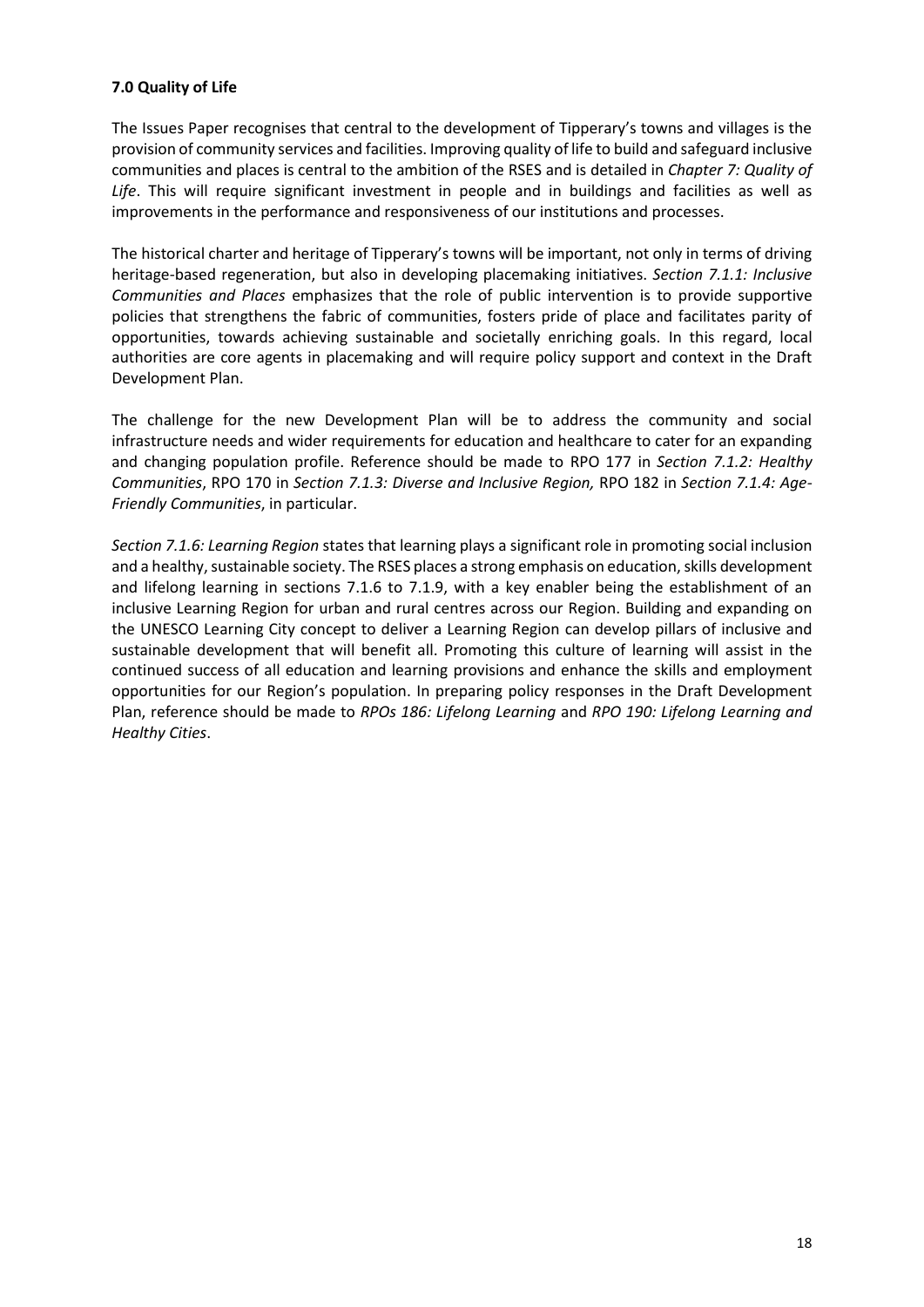**7.0 Quality of Life**

The Issues Paper recognises that central to the development of Tipperary's towns and villages is the provision of community services and facilities. Improving quality of life to build and safeguard inclusive communities and places is central to the ambition of the RSES and is detailed in *Chapter 7: Quality of Life*. This will require significant investment in people and in buildings and facilities as well as improvements in the performance and responsiveness of our institutions and processes.

The historical charter and heritage of Tipperary's towns will be important, not only in terms of driving heritage-based regeneration, but also in developing placemaking initiatives. *Section 7.1.1: Inclusive Communities and Places* emphasizes that the role of public intervention is to provide supportive policies that strengthens the fabric of communities, fosters pride of place and facilitates parity of opportunities, towards achieving sustainable and societally enriching goals. In this regard, local authorities are core agents in placemaking and will require policy support and context in the Draft Development Plan.

The challenge for the new Development Plan will be to address the community and social infrastructure needs and wider requirements for education and healthcare to cater for an expanding and changing population profile. Reference should be made to RPO 177 in *Section 7.1.2: Healthy Communities*, RPO 170 in *Section 7.1.3: Diverse and Inclusive Region,* RPO 182 in *Section 7.1.4: Age-Friendly Communities*, in particular.

*Section 7.1.6: Learning Region* states that learning plays a significant role in promoting social inclusion and a healthy, sustainable society. The RSES places a strong emphasis on education, skills development and lifelong learning in sections 7.1.6 to 7.1.9, with a key enabler being the establishment of an inclusive Learning Region for urban and rural centres across our Region. Building and expanding on the UNESCO Learning City concept to deliver a Learning Region can develop pillars of inclusive and sustainable development that will benefit all. Promoting this culture of learning will assist in the continued success of all education and learning provisions and enhance the skills and employment opportunities for our Region's population. In preparing policy responses in the Draft Development Plan, reference should be made to *RPOs 186: Lifelong Learning* and *RPO 190: Lifelong Learning and Healthy Cities*.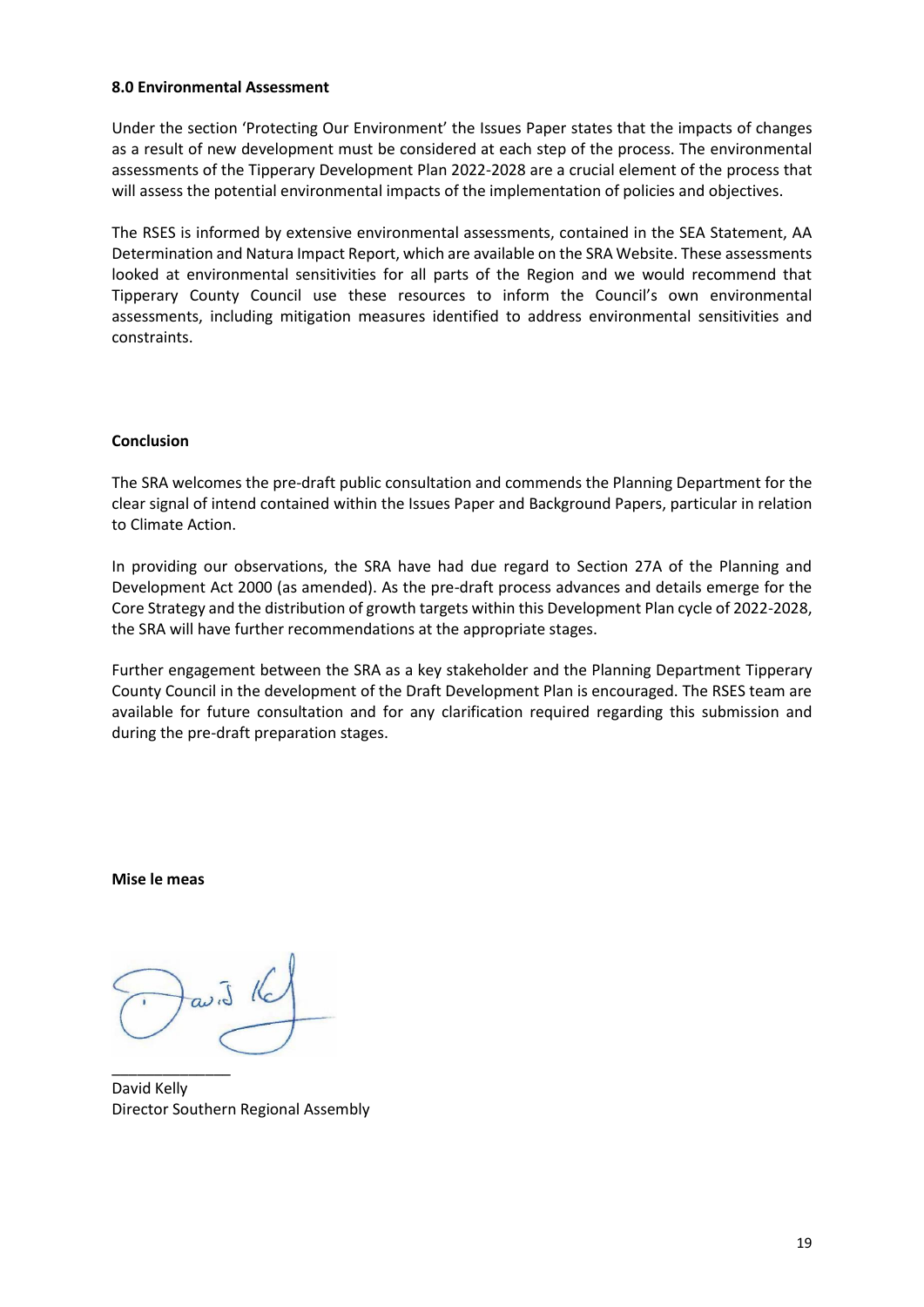**8.0 Environmental Assessment**

Under the section 'Protecting Our Environment' the Issues Paper states that the impacts of changes as a result of new development must be considered at each step of the process. The environmental assessments of the Tipperary Development Plan 2022-2028 are a crucial element of the process that will assess the potential environmental impacts of the implementation of policies and objectives.

The RSES is informed by extensive environmental assessments, contained in the SEA Statement, AA Determination and Natura Impact Report, which are available on the SRA Website. These assessments looked at environmental sensitivities for all parts of the Region and we would recommend that Tipperary County Council use these resources to inform the Council's own environmental assessments, including mitigation measures identified to address environmental sensitivities and constraints.

**Conclusion**

The SRA welcomes the pre-draft public consultation and commends the Planning Department for the clear signal of intend contained within the Issues Paper and Background Papers, particular in relation to Climate Action.

In providing our observations, the SRA have had due regard to Section 27A of the Planning and Development Act 2000 (as amended). As the pre-draft process advances and details emerge for the Core Strategy and the distribution of growth targets within this Development Plan cycle of 2022-2028, the SRA will have further recommendations at the appropriate stages.

Further engagement between the SRA as a key stakeholder and the Planning Department Tipperary County Council in the development of the Draft Development Plan is encouraged. The RSES team are available for future consultation and for any clarification required regarding this submission and during the pre-draft preparation stages.

**Mise le meas**

_______________

David Kelly
Director Southern Regional Assembly